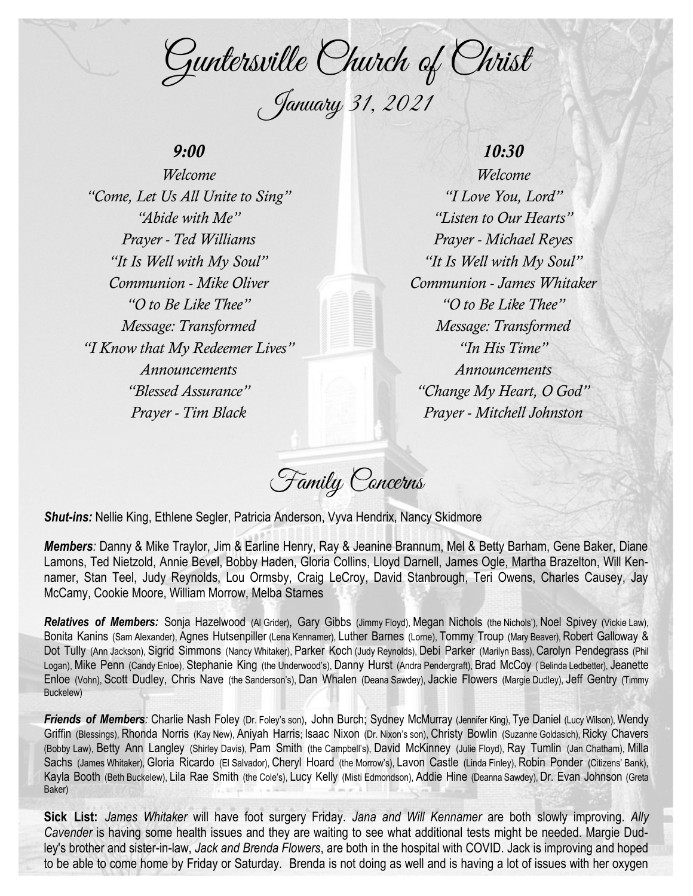# Guntersville Church of Christ

## January 31, 2021

### *9:00*

*Welcome*
*"Come, Let Us All Unite to Sing"*
*"Abide with Me"*
*Prayer - Ted Williams*
*"It Is Well with My Soul"*
*Communion - Mike Oliver*
*"O to Be Like Thee"*
*Message: Transformed*
*"I Know that My Redeemer Lives"*
*Announcements*
*"Blessed Assurance"*
*Prayer - Tim Black*

### *10:30*

*Welcome*
*"I Love You, Lord"*
*"Listen to Our Hearts"*
*Prayer - Michael Reyes*
*"It Is Well with My Soul"*
*Communion - James Whitaker*
*"O to Be Like Thee"*
*Message: Transformed*
*"In His Time"*
*Announcements*
*"Change My Heart, O God"*
*Prayer - Mitchell Johnston*

## Family Concerns

***Shut-ins:*** Nellie King, Ethlene Segler, Patricia Anderson, Vyva Hendrix, Nancy Skidmore

***Members**:* Danny & Mike Traylor, Jim & Earline Henry, Ray & Jeanine Brannum, Mel & Betty Barham, Gene Baker, Diane Lamons, Ted Nietzold, Annie Bevel, Bobby Haden, Gloria Collins, Lloyd Darnell, James Ogle, Martha Brazelton, Will Kennamer, Stan Teel, Judy Reynolds, Lou Ormsby, Craig LeCroy, David Stanbrough, Teri Owens, Charles Causey, Jay McCamy, Cookie Moore, William Morrow, Melba Starnes

***Relatives of Members:*** Sonja Hazelwood (Al Grider), Gary Gibbs (Jimmy Floyd), Megan Nichols (the Nichols'), Noel Spivey (Vickie Law), Bonita Kanins (Sam Alexander), Agnes Hutsenpiller (Lena Kennamer), Luther Barnes (Lorne), Tommy Troup (Mary Beaver), Robert Galloway & Dot Tully (Ann Jackson), Sigrid Simmons (Nancy Whitaker), Parker Koch (Judy Reynolds), Debi Parker (Marilyn Bass), Carolyn Pendegrass (Phil Logan), Mike Penn (Candy Enloe), Stephanie King (the Underwood's), Danny Hurst (Andra Pendergraft), Brad McCoy ( Belinda Ledbetter), Jeanette Enloe (Vohn), Scott Dudley, Chris Nave (the Sanderson's), Dan Whalen (Deana Sawdey), Jackie Flowers (Margie Dudley), Jeff Gentry (Timmy Buckelew)

***Friends of Members**:* Charlie Nash Foley (Dr. Foley's son), John Burch; Sydney McMurray (Jennifer King), Tye Daniel (Lucy Wilson), Wendy Griffin (Blessings), Rhonda Norris (Kay New), Aniyah Harris; Isaac Nixon (Dr. Nixon's son), Christy Bowlin (Suzanne Goldasich), Ricky Chavers (Bobby Law), Betty Ann Langley (Shirley Davis), Pam Smith (the Campbell's), David McKinney (Julie Floyd), Ray Tumlin (Jan Chatham), Milla Sachs (James Whitaker), Gloria Ricardo (El Salvador), Cheryl Hoard (the Morrow's), Lavon Castle (Linda Finley), Robin Ponder (Citizens' Bank), Kayla Booth (Beth Buckelew), Lila Rae Smith (the Cole's), Lucy Kelly (Misti Edmondson), Addie Hine (Deanna Sawdey), Dr. Evan Johnson (Greta Baker)

**Sick List:** *James Whitaker* will have foot surgery Friday. *Jana and Will Kennamer* are both slowly improving. *Ally Cavender* is having some health issues and they are waiting to see what additional tests might be needed. Margie Dudley's brother and sister-in-law, *Jack and Brenda Flowers*, are both in the hospital with COVID. Jack is improving and hoped to be able to come home by Friday or Saturday. Brenda is not doing as well and is having a lot of issues with her oxygen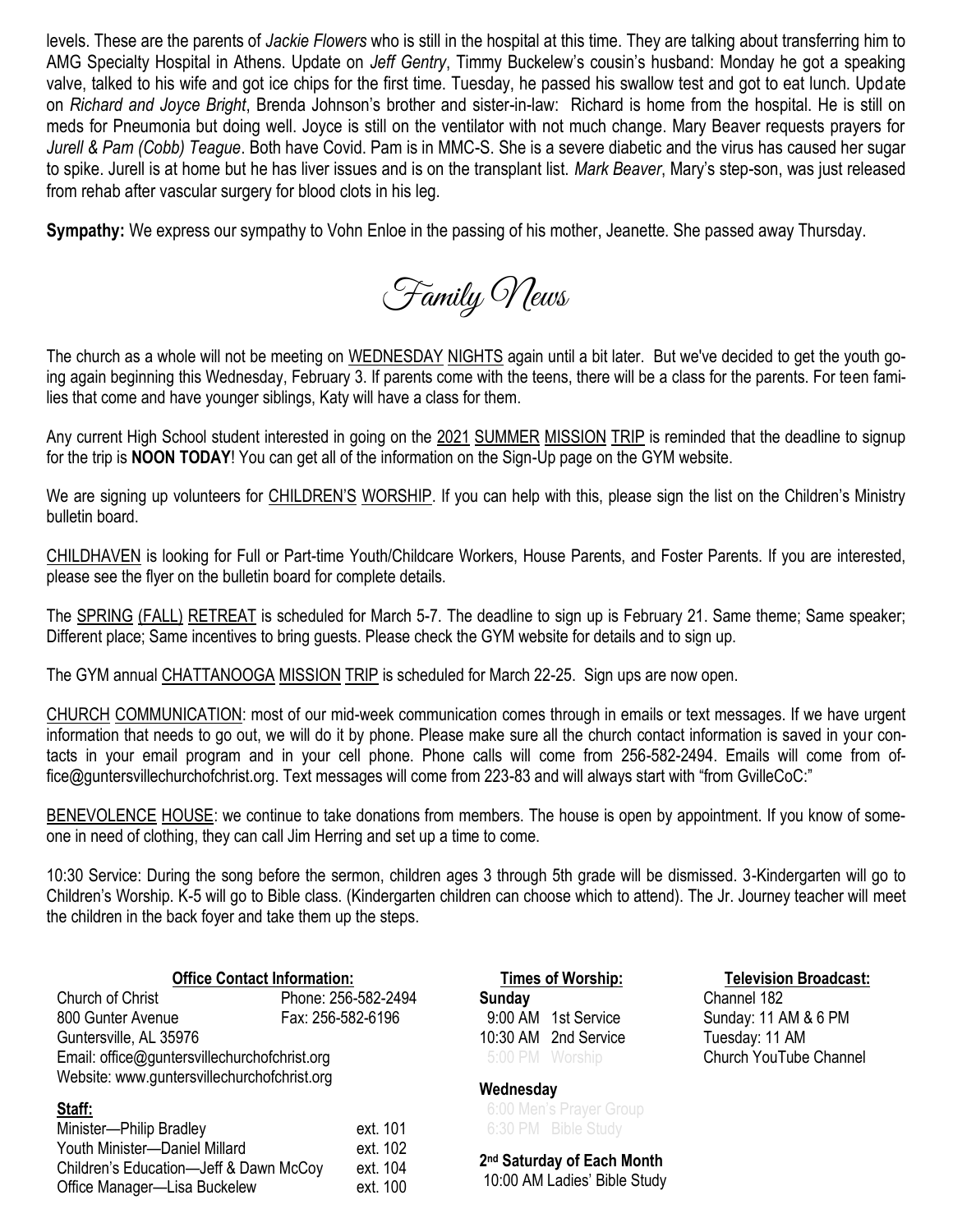levels. These are the parents of *Jackie Flowers* who is still in the hospital at this time. They are talking about transferring him to AMG Specialty Hospital in Athens. Update on *Jeff Gentry*, Timmy Buckelew's cousin's husband: Monday he got a speaking valve, talked to his wife and got ice chips for the first time. Tuesday, he passed his swallow test and got to eat lunch. Update on *Richard and Joyce Bright*, Brenda Johnson's brother and sister-in-law: Richard is home from the hospital. He is still on meds for Pneumonia but doing well. Joyce is still on the ventilator with not much change. Mary Beaver requests prayers for *Jurell & Pam (Cobb) Teague*. Both have Covid. Pam is in MMC-S. She is a severe diabetic and the virus has caused her sugar to spike. Jurell is at home but he has liver issues and is on the transplant list. *Mark Beaver*, Mary's step-son, was just released from rehab after vascular surgery for blood clots in his leg.

**Sympathy:** We express our sympathy to Vohn Enloe in the passing of his mother, Jeanette. She passed away Thursday.

## Family News

The church as a whole will not be meeting on WEDNESDAY NIGHTS again until a bit later. But we've decided to get the youth going again beginning this Wednesday, February 3. If parents come with the teens, there will be a class for the parents. For teen families that come and have younger siblings, Katy will have a class for them.

Any current High School student interested in going on the 2021 SUMMER MISSION TRIP is reminded that the deadline to signup for the trip is **NOON TODAY**! You can get all of the information on the Sign-Up page on the GYM website.

We are signing up volunteers for CHILDREN'S WORSHIP. If you can help with this, please sign the list on the Children's Ministry bulletin board.

CHILDHAVEN is looking for Full or Part-time Youth/Childcare Workers, House Parents, and Foster Parents. If you are interested, please see the flyer on the bulletin board for complete details.

The SPRING (FALL) RETREAT is scheduled for March 5-7. The deadline to sign up is February 21. Same theme; Same speaker; Different place; Same incentives to bring guests. Please check the GYM website for details and to sign up.

The GYM annual CHATTANOOGA MISSION TRIP is scheduled for March 22-25. Sign ups are now open.

CHURCH COMMUNICATION: most of our mid-week communication comes through in emails or text messages. If we have urgent information that needs to go out, we will do it by phone. Please make sure all the church contact information is saved in your contacts in your email program and in your cell phone. Phone calls will come from 256-582-2494. Emails will come from office@guntersvillechurchofchrist.org. Text messages will come from 223-83 and will always start with "from GvilleCoC:"

BENEVOLENCE HOUSE: we continue to take donations from members. The house is open by appointment. If you know of someone in need of clothing, they can call Jim Herring and set up a time to come.

10:30 Service: During the song before the sermon, children ages 3 through 5th grade will be dismissed. 3-Kindergarten will go to Children's Worship. K-5 will go to Bible class. (Kindergarten children can choose which to attend). The Jr. Journey teacher will meet the children in the back foyer and take them up the steps.

**Office Contact Information:**

Church of Christ — Phone: 256-582-2494
800 Gunter Avenue — Fax: 256-582-6196
Guntersville, AL 35976
Email: office@guntersvillechurchofchrist.org
Website: www.guntersvillechurchofchrist.org

**Staff:**

| | |
|---|---|
| Minister—Philip Bradley | ext. 101 |
| Youth Minister—Daniel Millard | ext. 102 |
| Children's Education—Jeff & Dawn McCoy | ext. 104 |
| Office Manager—Lisa Buckelew | ext. 100 |

**Times of Worship:**

**Sunday**
9:00 AM 1st Service
10:30 AM 2nd Service
5:00 PM Worship

**Wednesday**
6:00 Men's Prayer Group
6:30 PM Bible Study

**2nd Saturday of Each Month**
10:00 AM Ladies' Bible Study

**Television Broadcast:**

Channel 182
Sunday: 11 AM & 6 PM
Tuesday: 11 AM
Church YouTube Channel